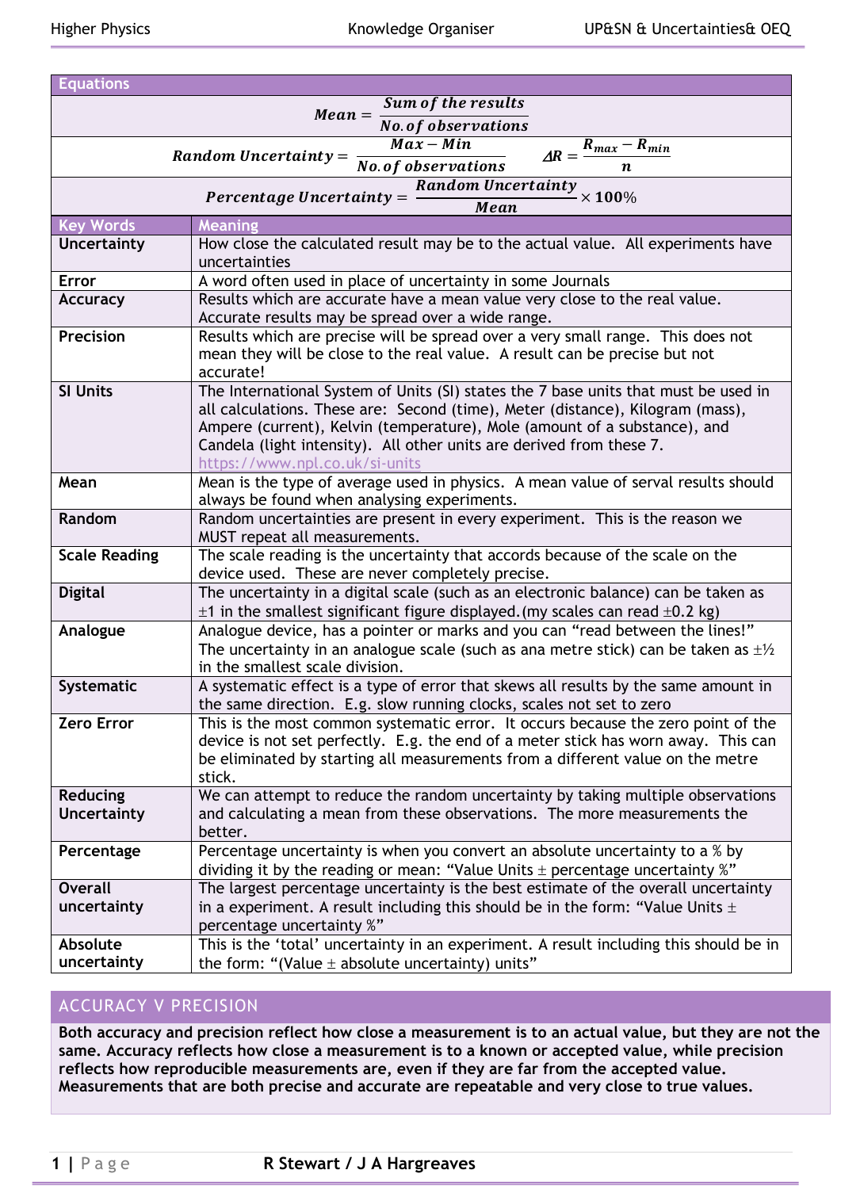## Equations

$$Mean = \frac{Sum\ of\ the\ results}{No.of\ observations}$$

$$Random\ Uncertainty = \frac{Max - Min}{No.of\ observations} \qquad \Delta R = \frac{R_{max} - R_{min}}{n}$$

$$Percentage\ Uncertainty = \frac{Random\ Uncertainty}{Mean} \times 100\%$$

| Key Words | Meaning |
|---|---|
| **Uncertainty** | How close the calculated result may be to the actual value. All experiments have uncertainties |
| **Error** | A word often used in place of uncertainty in some Journals |
| **Accuracy** | Results which are accurate have a mean value very close to the real value. Accurate results may be spread over a wide range. |
| **Precision** | Results which are precise will be spread over a very small range. This does not mean they will be close to the real value. A result can be precise but not accurate! |
| **SI Units** | The International System of Units (SI) states the 7 base units that must be used in all calculations. These are: Second (time), Meter (distance), Kilogram (mass), Ampere (current), Kelvin (temperature), Mole (amount of a substance), and Candela (light intensity). All other units are derived from these 7. https://www.npl.co.uk/si-units |
| **Mean** | Mean is the type of average used in physics. A mean value of serval results should always be found when analysing experiments. |
| **Random** | Random uncertainties are present in every experiment. This is the reason we MUST repeat all measurements. |
| **Scale Reading** | The scale reading is the uncertainty that accords because of the scale on the device used. These are never completely precise. |
| **Digital** | The uncertainty in a digital scale (such as an electronic balance) can be taken as ±1 in the smallest significant figure displayed.(my scales can read ±0.2 kg) |
| **Analogue** | Analogue device, has a pointer or marks and you can "read between the lines!" The uncertainty in an analogue scale (such as ana metre stick) can be taken as ±½ in the smallest scale division. |
| **Systematic** | A systematic effect is a type of error that skews all results by the same amount in the same direction. E.g. slow running clocks, scales not set to zero |
| **Zero Error** | This is the most common systematic error. It occurs because the zero point of the device is not set perfectly. E.g. the end of a meter stick has worn away. This can be eliminated by starting all measurements from a different value on the metre stick. |
| **Reducing Uncertainty** | We can attempt to reduce the random uncertainty by taking multiple observations and calculating a mean from these observations. The more measurements the better. |
| **Percentage** | Percentage uncertainty is when you convert an absolute uncertainty to a % by dividing it by the reading or mean: "Value Units ± percentage uncertainty %" |
| **Overall uncertainty** | The largest percentage uncertainty is the best estimate of the overall uncertainty in a experiment. A result including this should be in the form: "Value Units ± percentage uncertainty %" |
| **Absolute uncertainty** | This is the 'total' uncertainty in an experiment. A result including this should be in the form: "(Value ± absolute uncertainty) units" |

## ACCURACY V PRECISION

**Both accuracy and precision reflect how close a measurement is to an actual value, but they are not the same. Accuracy reflects how close a measurement is to a known or accepted value, while precision reflects how reproducible measurements are, even if they are far from the accepted value. Measurements that are both precise and accurate are repeatable and very close to true values.**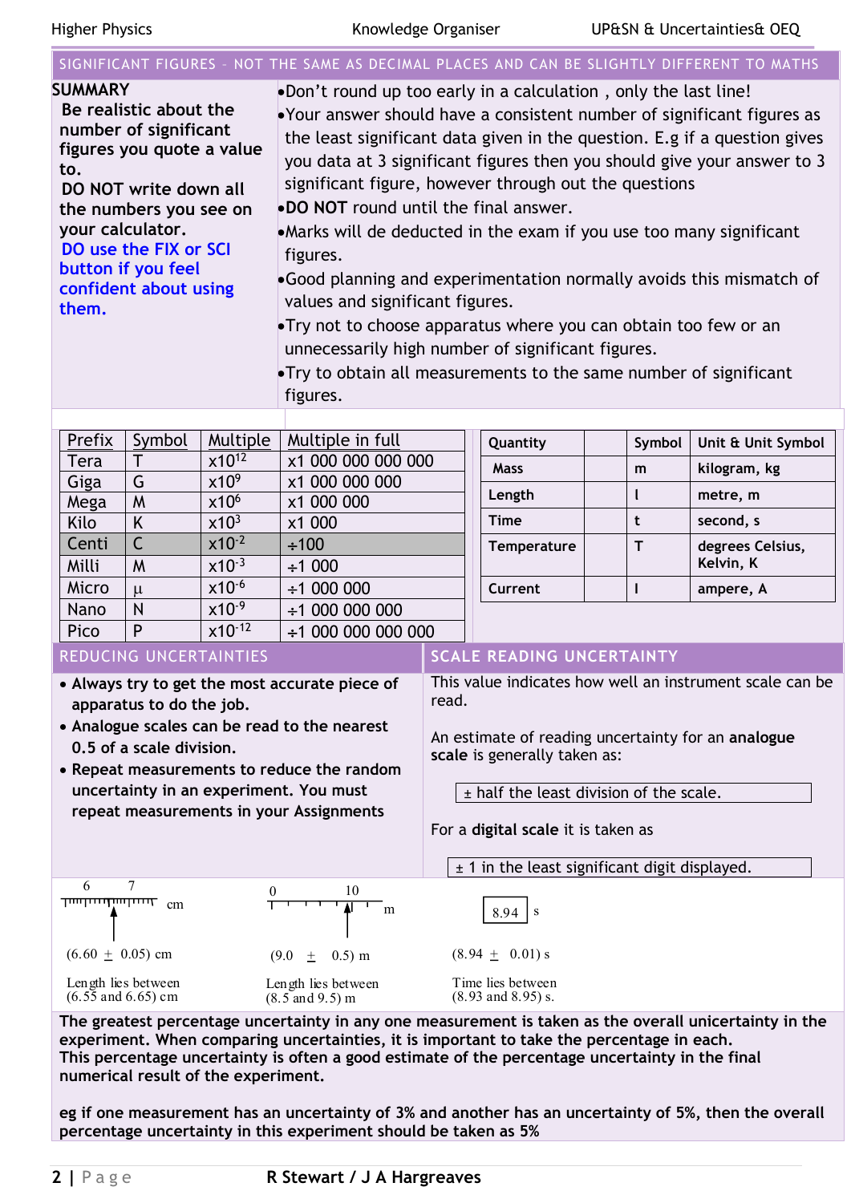## SIGNIFICANT FIGURES – NOT THE SAME AS DECIMAL PLACES AND CAN BE SLIGHTLY DIFFERENT TO MATHS

**SUMMARY**

**Be realistic about the number of significant figures you quote a value to.**

**DO NOT write down all the numbers you see on your calculator.**

**DO use the FIX or SCI button if you feel confident about using them.**

- Don't round up too early in a calculation , only the last line!
- Your answer should have a consistent number of significant figures as the least significant data given in the question. E.g if a question gives you data at 3 significant figures then you should give your answer to 3 significant figure, however through out the questions
- **DO NOT** round until the final answer.
- Marks will de deducted in the exam if you use too many significant figures.
- Good planning and experimentation normally avoids this mismatch of values and significant figures.
- Try not to choose apparatus where you can obtain too few or an unnecessarily high number of significant figures.
- Try to obtain all measurements to the same number of significant figures.

| Prefix | Symbol | Multiple | Multiple in full |
|---|---|---|---|
| Tera | T | $x10^{12}$ | x1 000 000 000 000 |
| Giga | G | $x10^{9}$ | x1 000 000 000 |
| Mega | M | $x10^{6}$ | x1 000 000 |
| Kilo | K | $x10^{3}$ | x1 000 |
| Centi | C | $x10^{-2}$ | ÷100 |
| Milli | M | $x10^{-3}$ | ÷1 000 |
| Micro | μ | $x10^{-6}$ | ÷1 000 000 |
| Nano | N | $x10^{-9}$ | ÷1 000 000 000 |
| Pico | P | $x10^{-12}$ | ÷1 000 000 000 000 |

| Quantity | | Symbol | Unit & Unit Symbol |
|---|---|---|---|
| Mass | | m | kilogram, kg |
| Length | | l | metre, m |
| Time | | t | second, s |
| Temperature | | T | degrees Celsius, Kelvin, K |
| Current | | I | ampere, A |

## REDUCING UNCERTAINTIES

- **Always try to get the most accurate piece of apparatus to do the job.**
- **Analogue scales can be read to the nearest 0.5 of a scale division.**
- **Repeat measurements to reduce the random uncertainty in an experiment. You must repeat measurements in your Assignments**

## SCALE READING UNCERTAINTY

This value indicates how well an instrument scale can be read.

An estimate of reading uncertainty for an **analogue scale** is generally taken as:

± half the least division of the scale.

For a **digital scale** it is taken as

± 1 in the least significant digit displayed.

(6.60 ± 0.05) cm
Length lies between (6.55 and 6.65) cm

(9.0 ± 0.5) m
Length lies between (8.5 and 9.5) m

(8.94 ± 0.01) s
Time lies between (8.93 and 8.95) s.

**The greatest percentage uncertainty in any one measurement is taken as the overall unicertainty in the experiment. When comparing uncertainties, it is important to take the percentage in each. This percentage uncertainty is often a good estimate of the percentage uncertainty in the final numerical result of the experiment.**

**eg if one measurement has an uncertainty of 3% and another has an uncertainty of 5%, then the overall percentage uncertainty in this experiment should be taken as 5%**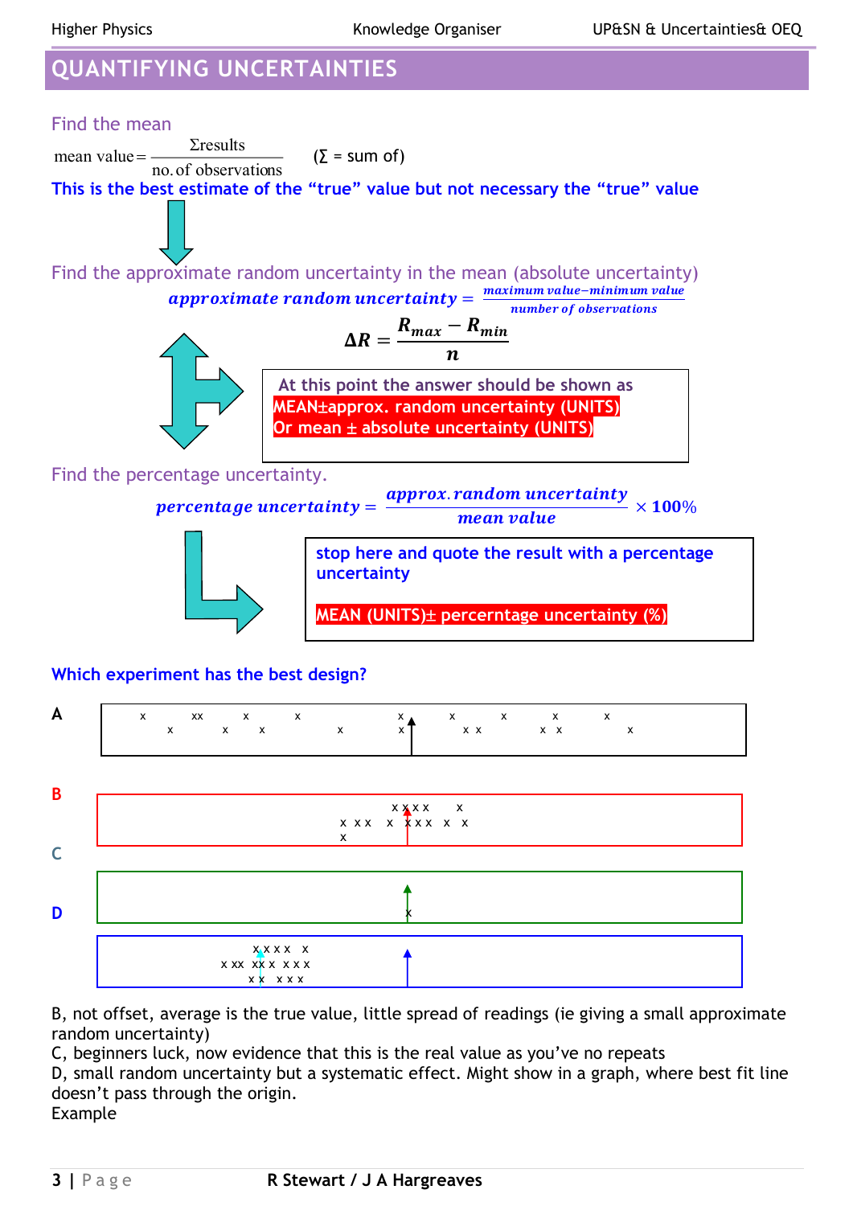## QUANTIFYING UNCERTAINTIES

### Find the mean

$$\text{mean value} = \frac{\Sigma\text{results}}{\text{no. of observations}}$$ (Σ = sum of)

**This is the best estimate of the "true" value but not necessary the "true" value**

### Find the approximate random uncertainty in the mean (absolute uncertainty)

$$\textbf{approximate random uncertainty} = \frac{\textbf{maximum value} - \textbf{minimum value}}{\textbf{number of observations}}$$

$$\Delta R = \frac{R_{max} - R_{min}}{n}$$

At this point the answer should be shown as
**MEAN±approx. random uncertainty (UNITS)**
**Or mean ± absolute uncertainty (UNITS)**

### Find the percentage uncertainty.

$$\textbf{percentage uncertainty} = \frac{\textbf{approx. random uncertainty}}{\textbf{mean value}} \times 100\%$$

**stop here and quote the result with a percentage uncertainty**

**MEAN (UNITS)± percerntage uncertainty (%)**

**Which experiment has the best design?**

A

B

C

D

B, not offset, average is the true value, little spread of readings (ie giving a small approximate random uncertainty)
C, beginners luck, now evidence that this is the real value as you've no repeats
D, small random uncertainty but a systematic effect. Might show in a graph, where best fit line doesn't pass through the origin.
Example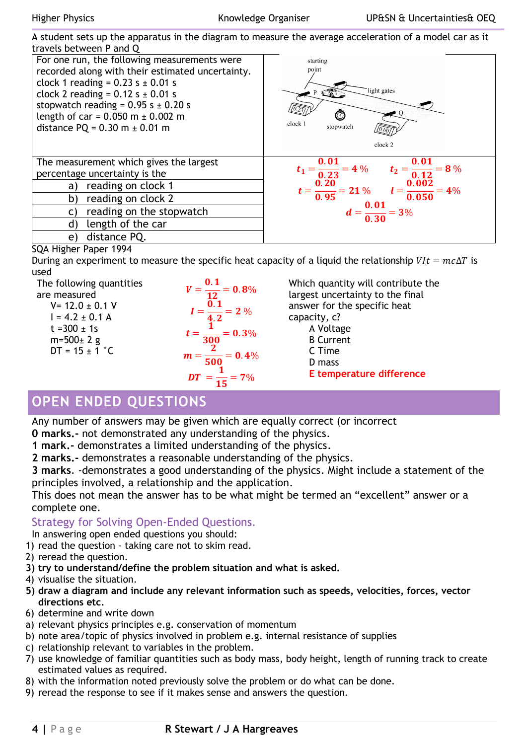A student sets up the apparatus in the diagram to measure the average acceleration of a model car as it travels between P and Q

For one run, the following measurements were recorded along with their estimated uncertainty.
clock 1 reading = 0.23 s ± 0.01 s
clock 2 reading = 0.12 s ± 0.01 s
stopwatch reading = 0.95 s ± 0.20 s
length of car = 0.050 m ± 0.002 m
distance PQ = 0.30 m ± 0.01 m

starting point
P
light gates
Q
0.23
clock 1
stopwatch
0.00
clock 2

| | |
|---|---|
| The measurement which gives the largest percentage uncertainty is the | $t_1 = \frac{0.01}{0.23} = 4\,\%$ $\quad t_2 = \frac{0.01}{0.12} = 8\,\%$ |
| a) reading on clock 1 | $t = \frac{0.20}{0.95} = 21\,\%$ $\quad l = \frac{0.002}{0.050} = 4\%$ |
| b) reading on clock 2 | $d = \frac{0.01}{0.30} = 3\%$ |
| c) reading on the stopwatch | |
| d) length of the car | |
| e) distance PQ. | |

SQA Higher Paper 1994

During an experiment to measure the specific heat capacity of a liquid the relationship $VIt = mc\Delta T$ is used

The following quantities are measured
V= 12.0 ± 0.1 V
I = 4.2 ± 0.1 A
t =300 ± 1s
m=500± 2 g
DT = 15 ± 1 °C

$V = \frac{0.1}{12} = 0.8\%$

$I = \frac{0.1}{4.2} = 2\,\%$

$t = \frac{1}{300} = 0.3\%$

$m = \frac{2}{500} = 0.4\%$

$DT = \frac{1}{15} = 7\%$

Which quantity will contribute the largest uncertainty to the final answer for the specific heat capacity, c?
A Voltage
B Current
C Time
D mass
E temperature difference

## OPEN ENDED QUESTIONS

Any number of answers may be given which are equally correct (or incorrect
**0 marks.-** not demonstrated any understanding of the physics.
**1 mark.-** demonstrates a limited understanding of the physics.
**2 marks.-** demonstrates a reasonable understanding of the physics.
**3 marks**. -demonstrates a good understanding of the physics. Might include a statement of the principles involved, a relationship and the application.
This does not mean the answer has to be what might be termed an "excellent" answer or a complete one.

### Strategy for Solving Open-Ended Questions.

In answering open ended questions you should:

1) read the question - taking care not to skim read.
2) reread the question.
3) **try to understand/define the problem situation and what is asked.**
4) visualise the situation.
5) **draw a diagram and include any relevant information such as speeds, velocities, forces, vector directions etc.**
6) determine and write down
   a) relevant physics principles e.g. conservation of momentum
   b) note area/topic of physics involved in problem e.g. internal resistance of supplies
   c) relationship relevant to variables in the problem.
7) use knowledge of familiar quantities such as body mass, body height, length of running track to create estimated values as required.
8) with the information noted previously solve the problem or do what can be done.
9) reread the response to see if it makes sense and answers the question.